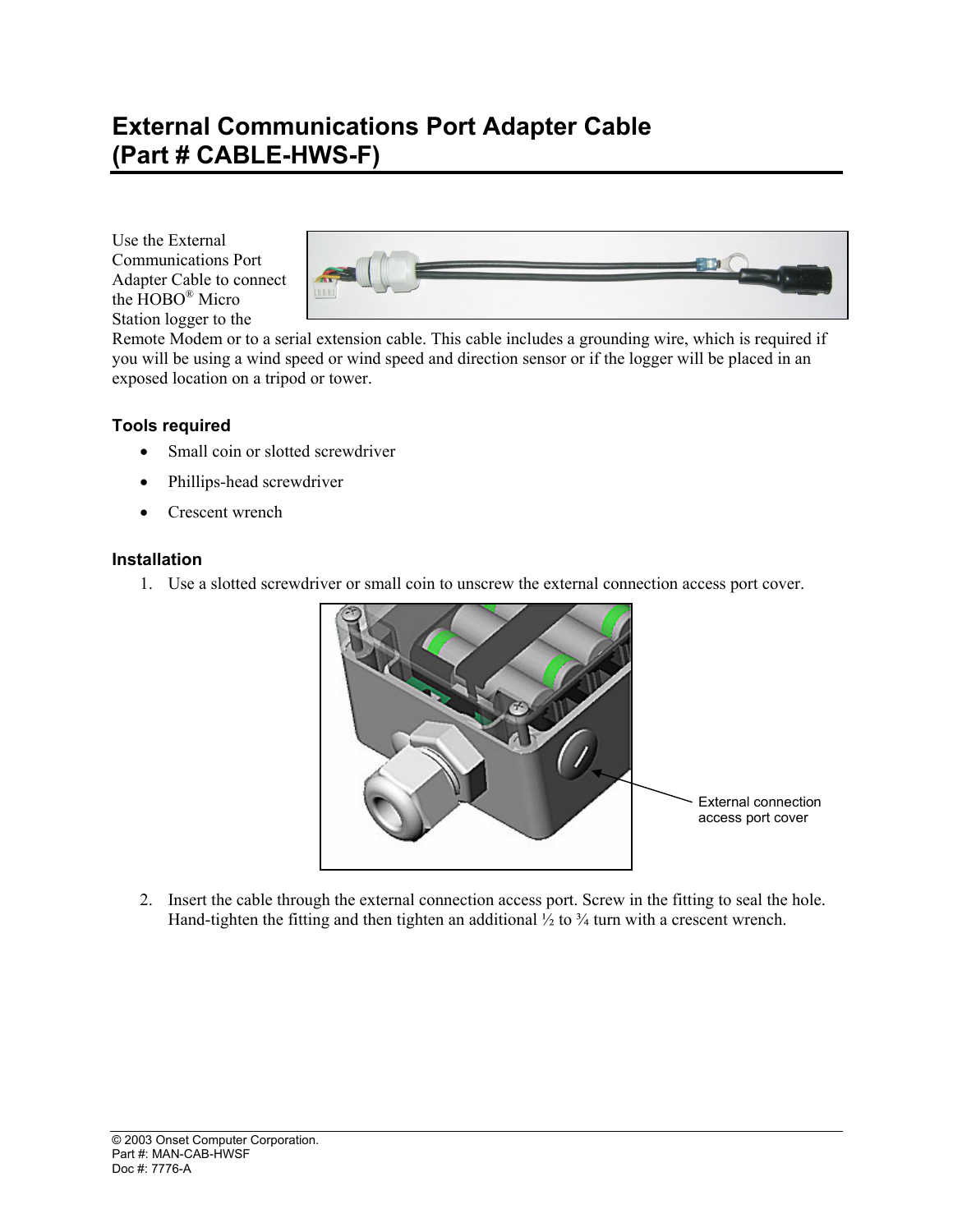# External Communications Port Adapter Cable (Part # CABLE-HWS-F)

Use the External Communications Port Adapter Cable to connect the HOBO® Micro Station logger to the Remote Modem or to a serial extension cable. This cable includes a grounding wire, which is required if you will be using a wind speed or wind speed and direction sensor or if the logger will be placed in an exposed location on a tripod or tower.

### Tools required

- Small coin or slotted screwdriver
- Phillips-head screwdriver
- Crescent wrench

### Installation

1. Use a slotted screwdriver or small coin to unscrew the external connection access port cover.

External connection access port cover

2. Insert the cable through the external connection access port. Screw in the fitting to seal the hole. Hand-tighten the fitting and then tighten an additional ½ to ¾ turn with a crescent wrench.

© 2003 Onset Computer Corporation.
Part #: MAN-CAB-HWSF
Doc #: 7776-A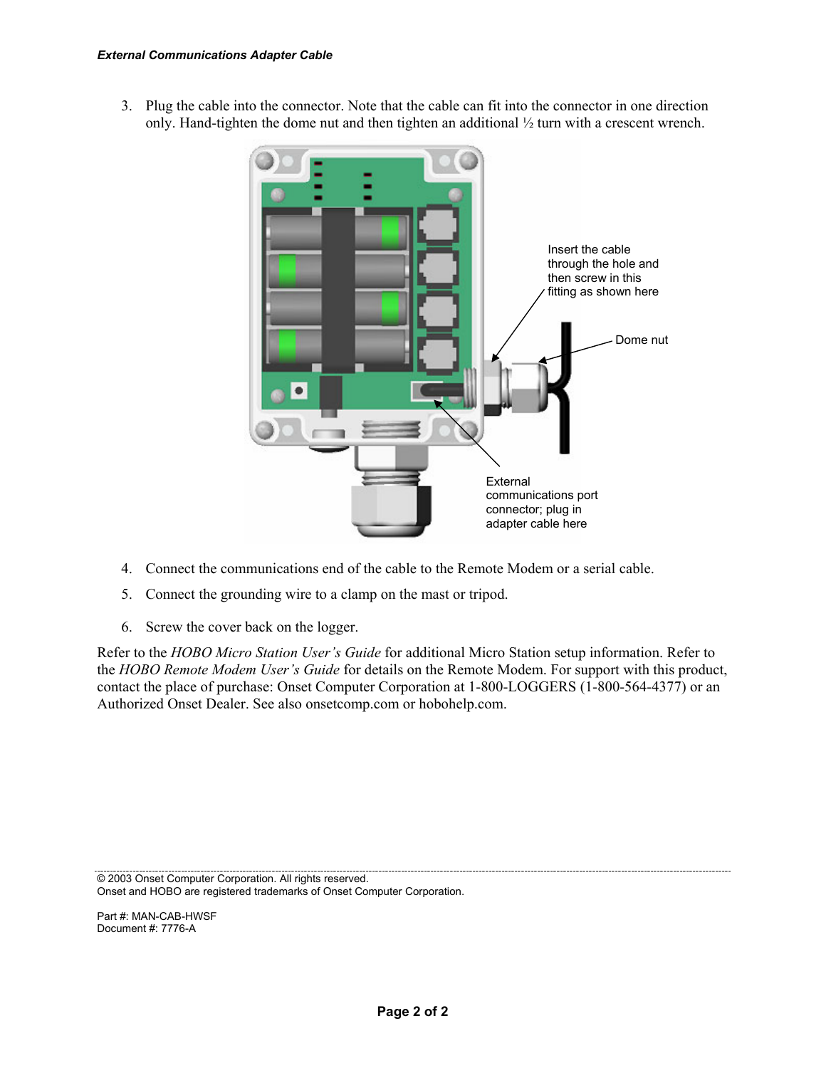3. Plug the cable into the connector. Note that the cable can fit into the connector in one direction only. Hand-tighten the dome nut and then tighten an additional ½ turn with a crescent wrench.

Insert the cable through the hole and then screw in this fitting as shown here

Dome nut

External communications port connector; plug in adapter cable here

4. Connect the communications end of the cable to the Remote Modem or a serial cable.
5. Connect the grounding wire to a clamp on the mast or tripod.
6. Screw the cover back on the logger.

Refer to the *HOBO Micro Station User's Guide* for additional Micro Station setup information. Refer to the *HOBO Remote Modem User's Guide* for details on the Remote Modem. For support with this product, contact the place of purchase: Onset Computer Corporation at 1-800-LOGGERS (1-800-564-4377) or an Authorized Onset Dealer. See also onsetcomp.com or hobohelp.com.

---

© 2003 Onset Computer Corporation. All rights reserved.
Onset and HOBO are registered trademarks of Onset Computer Corporation.

Part #: MAN-CAB-HWSF
Document #: 7776-A